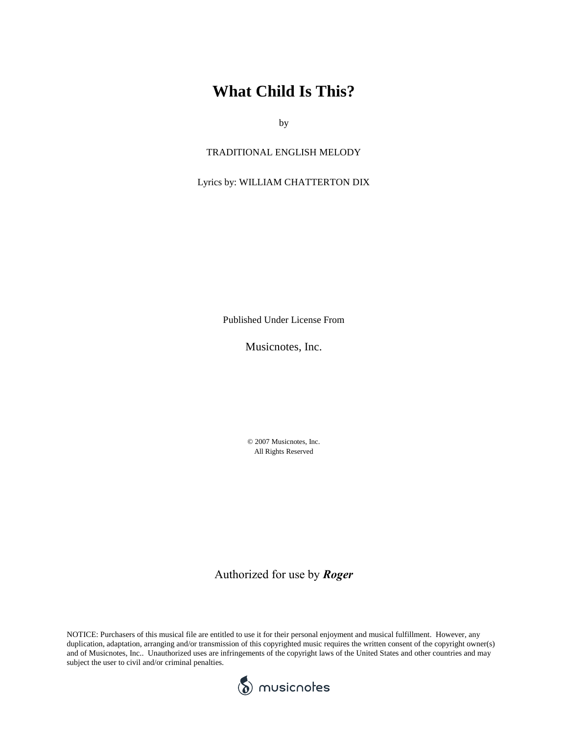# What Child Is This?

by

TRADITIONAL ENGLISH MELODY

Lyrics by: WILLIAM CHATTERTON DIX

Published Under License From

Musicnotes, Inc.

© 2007 Musicnotes, Inc.
All Rights Reserved

Authorized for use by ***Roger***

NOTICE: Purchasers of this musical file are entitled to use it for their personal enjoyment and musical fulfillment. However, any duplication, adaptation, arranging and/or transmission of this copyrighted music requires the written consent of the copyright owner(s) and of Musicnotes, Inc.. Unauthorized uses are infringements of the copyright laws of the United States and other countries and may subject the user to civil and/or criminal penalties.

musicnotes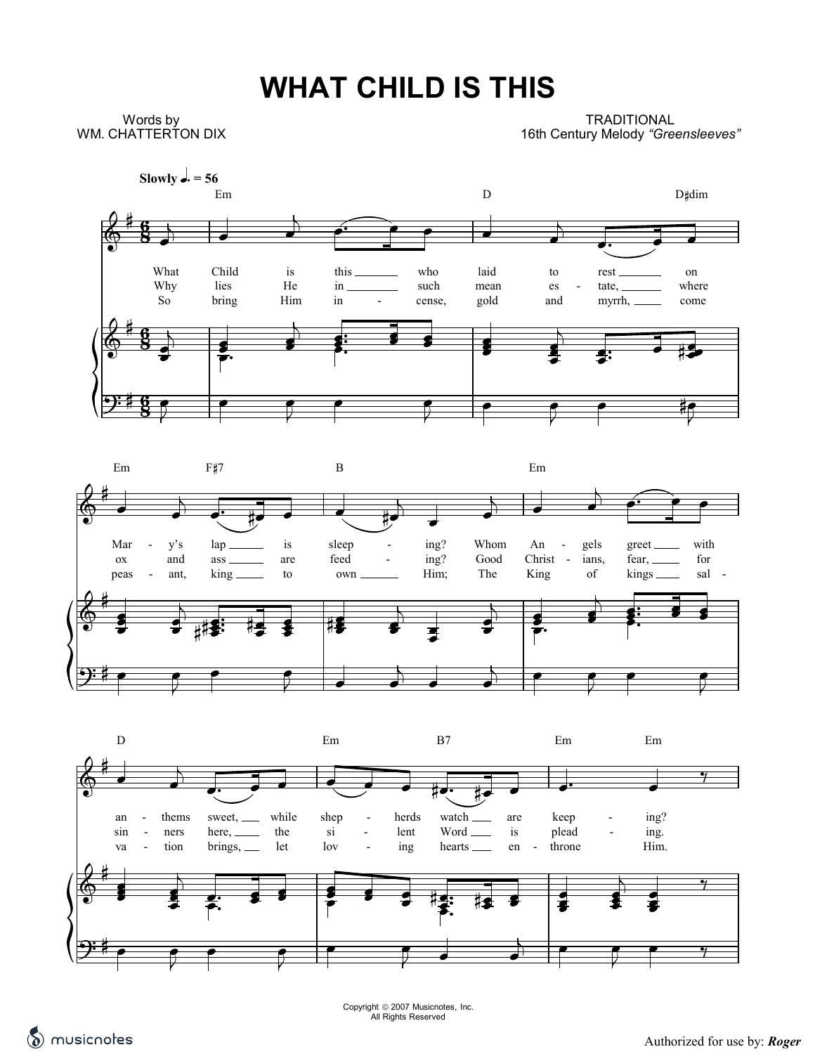# WHAT CHILD IS THIS

Words by
WM. CHATTERTON DIX

TRADITIONAL
16th Century Melody *"Greensleeves"*

**Slowly** ♩. = 56

What Child is this who laid to rest on Mary's lap is sleeping? Whom Angels greet with anthems sweet, while shepherds watch are keeping?

Why lies He in such mean estate, where ox and ass are feeding? Good Christians, fear, for sinners here, the silent Word is pleading.

So bring Him incense, gold and myrrh, come peasant, king to own Him; The King of kings salvation brings, let loving hearts enthrone Him.

Copyright © 2007 Musicnotes, Inc.
All Rights Reserved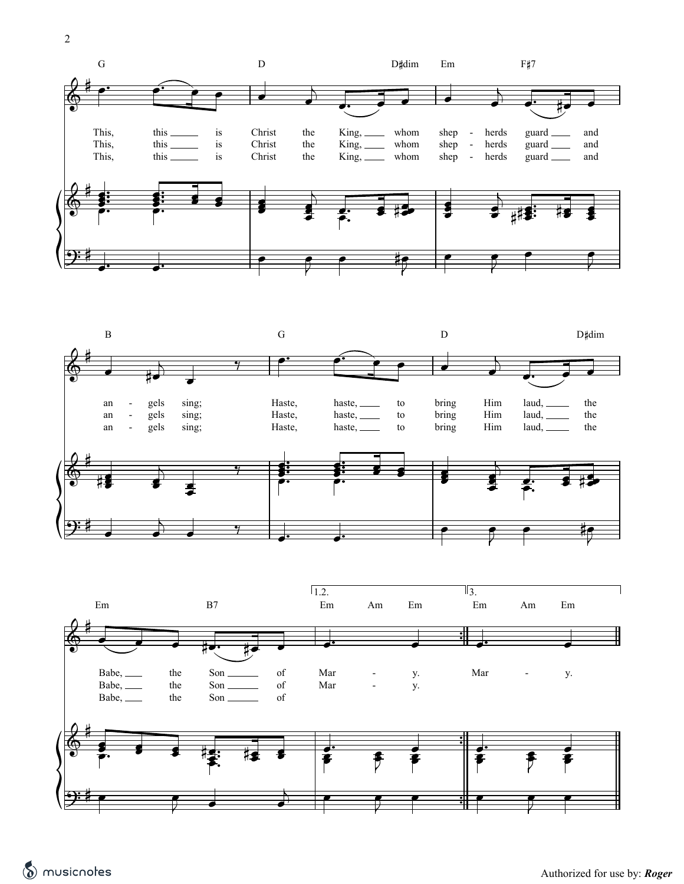G D D♯dim Em F♯7

This, this ___ is Christ the King, ___ whom shep - herds guard ___ and
This, this ___ is Christ the King, ___ whom shep - herds guard ___ and
This, this ___ is Christ the King, ___ whom shep - herds guard ___ and

B G D D♯dim

an - gels sing; Haste, haste, ___ to bring Him laud, ___ the
an - gels sing; Haste, haste, ___ to bring Him laud, ___ the
an - gels sing; Haste, haste, ___ to bring Him laud, ___ the

Em B7 1.2. Em Am Em 3. Em Am Em

Babe, ___ the Son ___ of Mar - y. Mar - y.
Babe, ___ the Son ___ of Mar - y.
Babe, ___ the Son ___ of